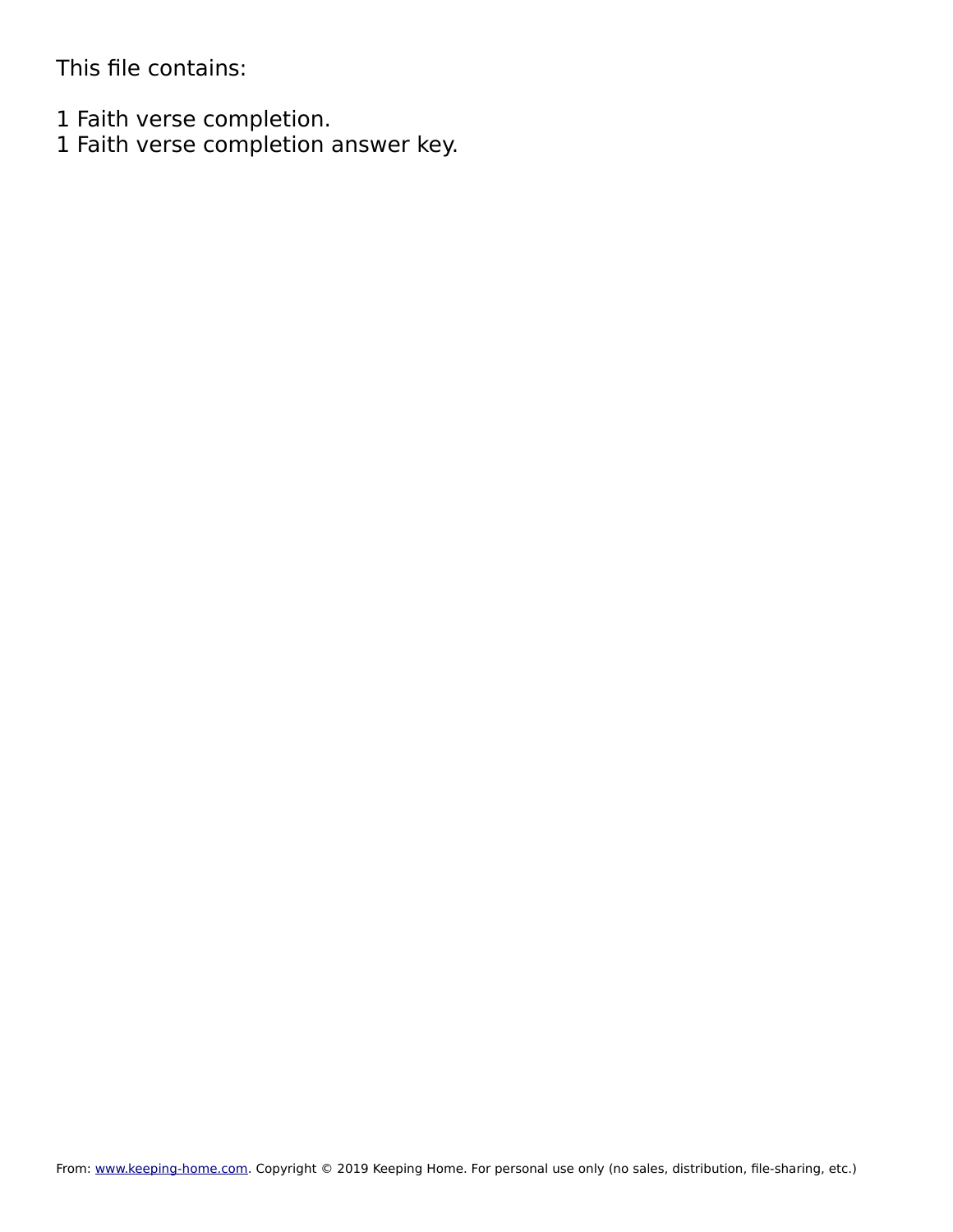This file contains:

1 Faith verse completion.
1 Faith verse completion answer key.

From: www.keeping-home.com. Copyright © 2019 Keeping Home. For personal use only (no sales, distribution, file-sharing, etc.)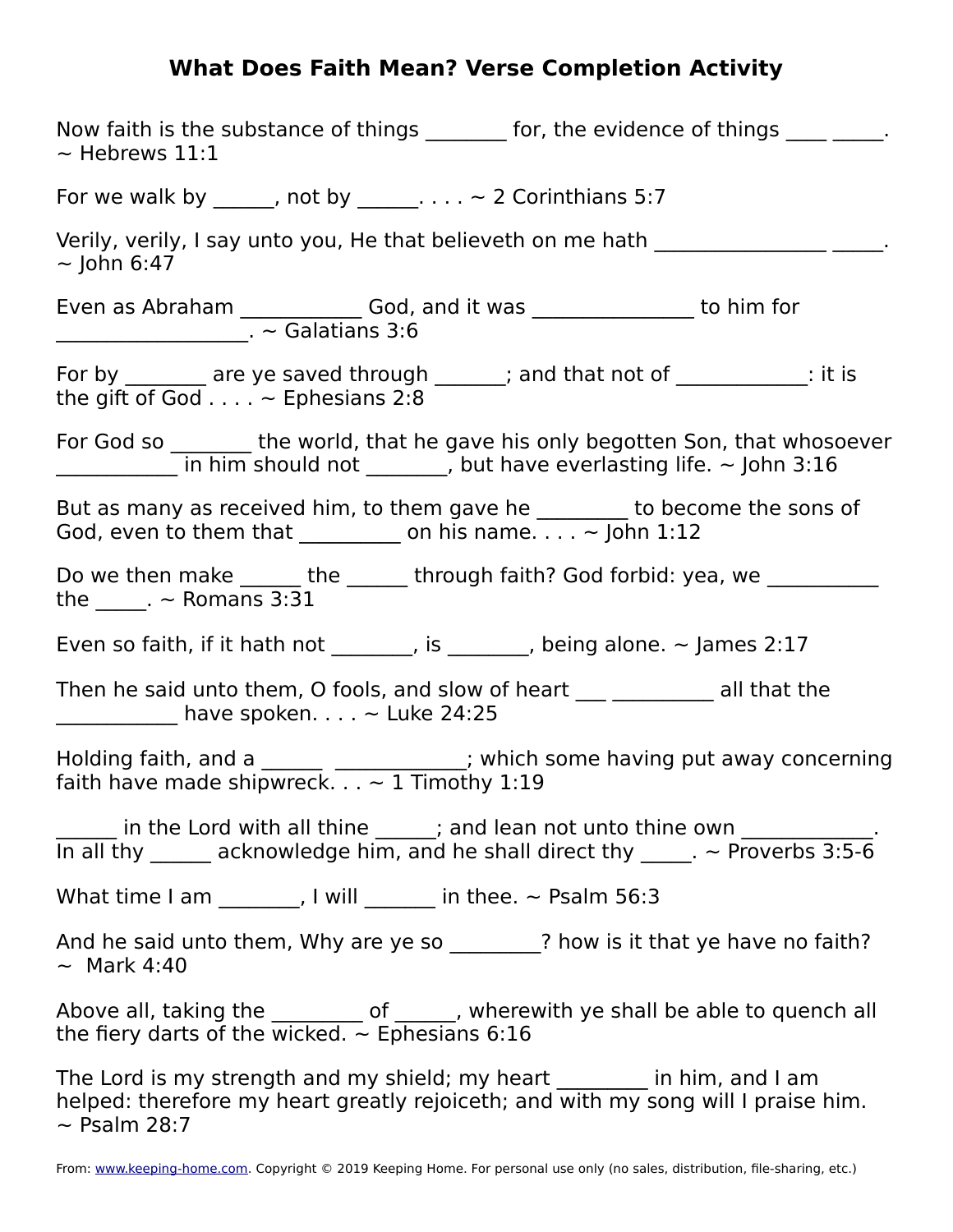# What Does Faith Mean? Verse Completion Activity

Now faith is the substance of things ________ for, the evidence of things ____ _____. ~ Hebrews 11:1

For we walk by ______, not by ______. . . . ~ 2 Corinthians 5:7

Verily, verily, I say unto you, He that believeth on me hath ________________ _____. ~ John 6:47

Even as Abraham ____________ God, and it was ________________ to him for ___________________. ~ Galatians 3:6

For by ________ are ye saved through _______; and that not of _____________: it is the gift of God . . . . ~ Ephesians 2:8

For God so ________ the world, that he gave his only begotten Son, that whosoever ____________ in him should not ________, but have everlasting life. ~ John 3:16

But as many as received him, to them gave he _________ to become the sons of God, even to them that __________ on his name. . . . ~ John 1:12

Do we then make ______ the ______ through faith? God forbid: yea, we ___________ the _____. ~ Romans 3:31

Even so faith, if it hath not ________, is ________, being alone. ~ James 2:17

Then he said unto them, O fools, and slow of heart ___ __________ all that the ____________ have spoken. . . . ~ Luke 24:25

Holding faith, and a ______ _____________; which some having put away concerning faith have made shipwreck. . . ~ 1 Timothy 1:19

______ in the Lord with all thine ______; and lean not unto thine own _____________. In all thy ______ acknowledge him, and he shall direct thy _____. ~ Proverbs 3:5-6

What time I am ________, I will _______ in thee. ~ Psalm 56:3

And he said unto them, Why are ye so _________? how is it that ye have no faith? ~ Mark 4:40

Above all, taking the _________ of ______, wherewith ye shall be able to quench all the fiery darts of the wicked. ~ Ephesians 6:16

The Lord is my strength and my shield; my heart _________ in him, and I am helped: therefore my heart greatly rejoiceth; and with my song will I praise him. ~ Psalm 28:7

From: www.keeping-home.com. Copyright © 2019 Keeping Home. For personal use only (no sales, distribution, file-sharing, etc.)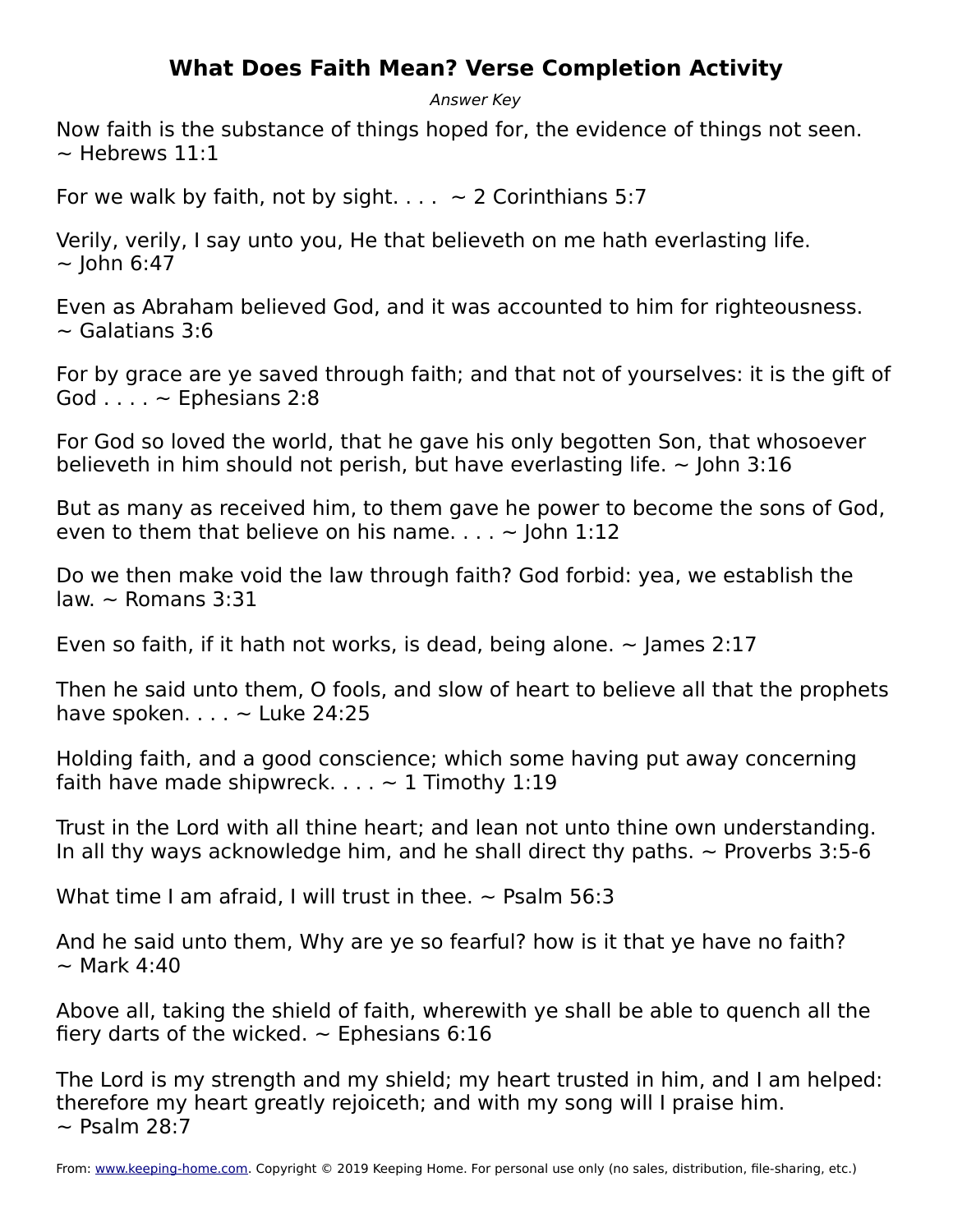# What Does Faith Mean? Verse Completion Activity

*Answer Key*

Now faith is the substance of things hoped for, the evidence of things not seen. ~ Hebrews 11:1

For we walk by faith, not by sight. . . . ~ 2 Corinthians 5:7

Verily, verily, I say unto you, He that believeth on me hath everlasting life. ~ John 6:47

Even as Abraham believed God, and it was accounted to him for righteousness. ~ Galatians 3:6

For by grace are ye saved through faith; and that not of yourselves: it is the gift of God . . . . ~ Ephesians 2:8

For God so loved the world, that he gave his only begotten Son, that whosoever believeth in him should not perish, but have everlasting life. ~ John 3:16

But as many as received him, to them gave he power to become the sons of God, even to them that believe on his name. . . . ~ John 1:12

Do we then make void the law through faith? God forbid: yea, we establish the law. ~ Romans 3:31

Even so faith, if it hath not works, is dead, being alone. ~ James 2:17

Then he said unto them, O fools, and slow of heart to believe all that the prophets have spoken. . . . ~ Luke 24:25

Holding faith, and a good conscience; which some having put away concerning faith have made shipwreck. . . . ~ 1 Timothy 1:19

Trust in the Lord with all thine heart; and lean not unto thine own understanding. In all thy ways acknowledge him, and he shall direct thy paths. ~ Proverbs 3:5-6

What time I am afraid, I will trust in thee. ~ Psalm 56:3

And he said unto them, Why are ye so fearful? how is it that ye have no faith? ~ Mark 4:40

Above all, taking the shield of faith, wherewith ye shall be able to quench all the fiery darts of the wicked. ~ Ephesians 6:16

The Lord is my strength and my shield; my heart trusted in him, and I am helped: therefore my heart greatly rejoiceth; and with my song will I praise him. ~ Psalm 28:7

From: www.keeping-home.com. Copyright © 2019 Keeping Home. For personal use only (no sales, distribution, file-sharing, etc.)